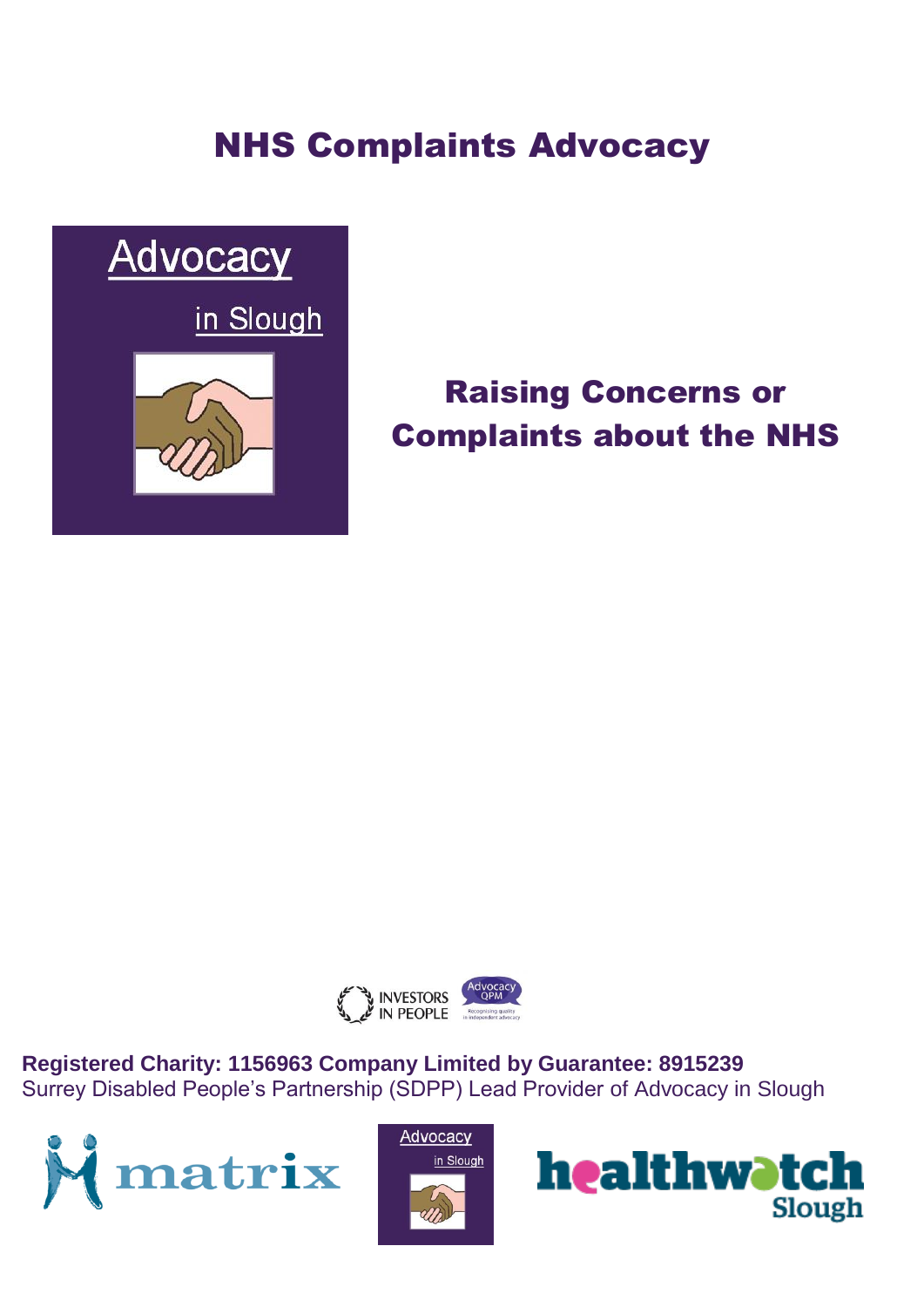# NHS Complaints Advocacy

Advocacy

in Slough

## Raising Concerns or Complaints about the NHS

INVESTORS IN PEOPLE

Advocacy QPM

**Registered Charity: 1156963 Company Limited by Guarantee: 8915239**
Surrey Disabled People's Partnership (SDPP) Lead Provider of Advocacy in Slough

matrix

Advocacy in Slough

healthwatch Slough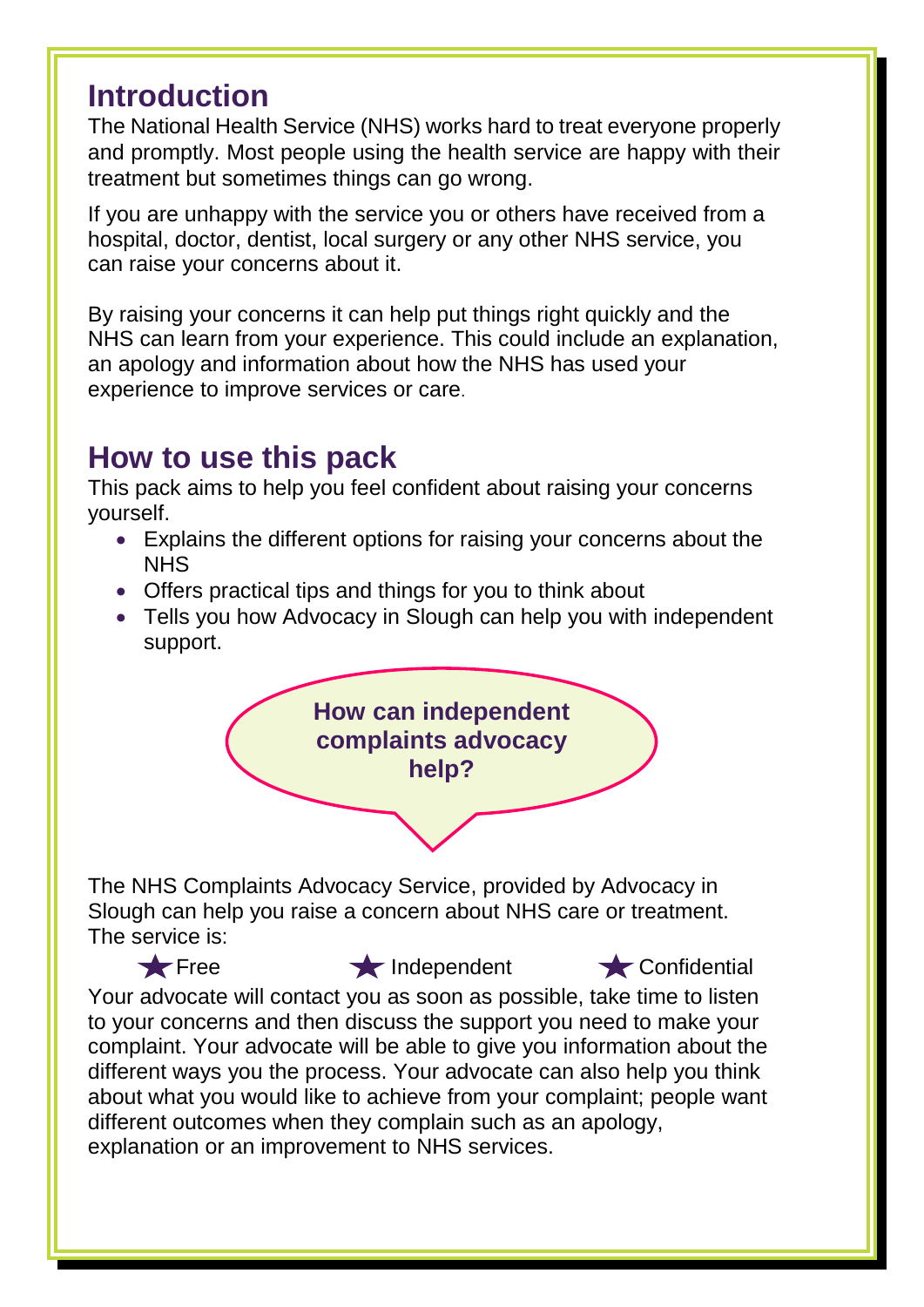## Introduction

The National Health Service (NHS) works hard to treat everyone properly and promptly. Most people using the health service are happy with their treatment but sometimes things can go wrong.

If you are unhappy with the service you or others have received from a hospital, doctor, dentist, local surgery or any other NHS service, you can raise your concerns about it.

By raising your concerns it can help put things right quickly and the NHS can learn from your experience. This could include an explanation, an apology and information about how the NHS has used your experience to improve services or care.

## How to use this pack

This pack aims to help you feel confident about raising your concerns yourself.

- Explains the different options for raising your concerns about the NHS
- Offers practical tips and things for you to think about
- Tells you how Advocacy in Slough can help you with independent support.

**How can independent complaints advocacy help?**

The NHS Complaints Advocacy Service, provided by Advocacy in Slough can help you raise a concern about NHS care or treatment. The service is:

★ Free ★ Independent ★ Confidential

Your advocate will contact you as soon as possible, take time to listen to your concerns and then discuss the support you need to make your complaint. Your advocate will be able to give you information about the different ways you the process. Your advocate can also help you think about what you would like to achieve from your complaint; people want different outcomes when they complain such as an apology, explanation or an improvement to NHS services.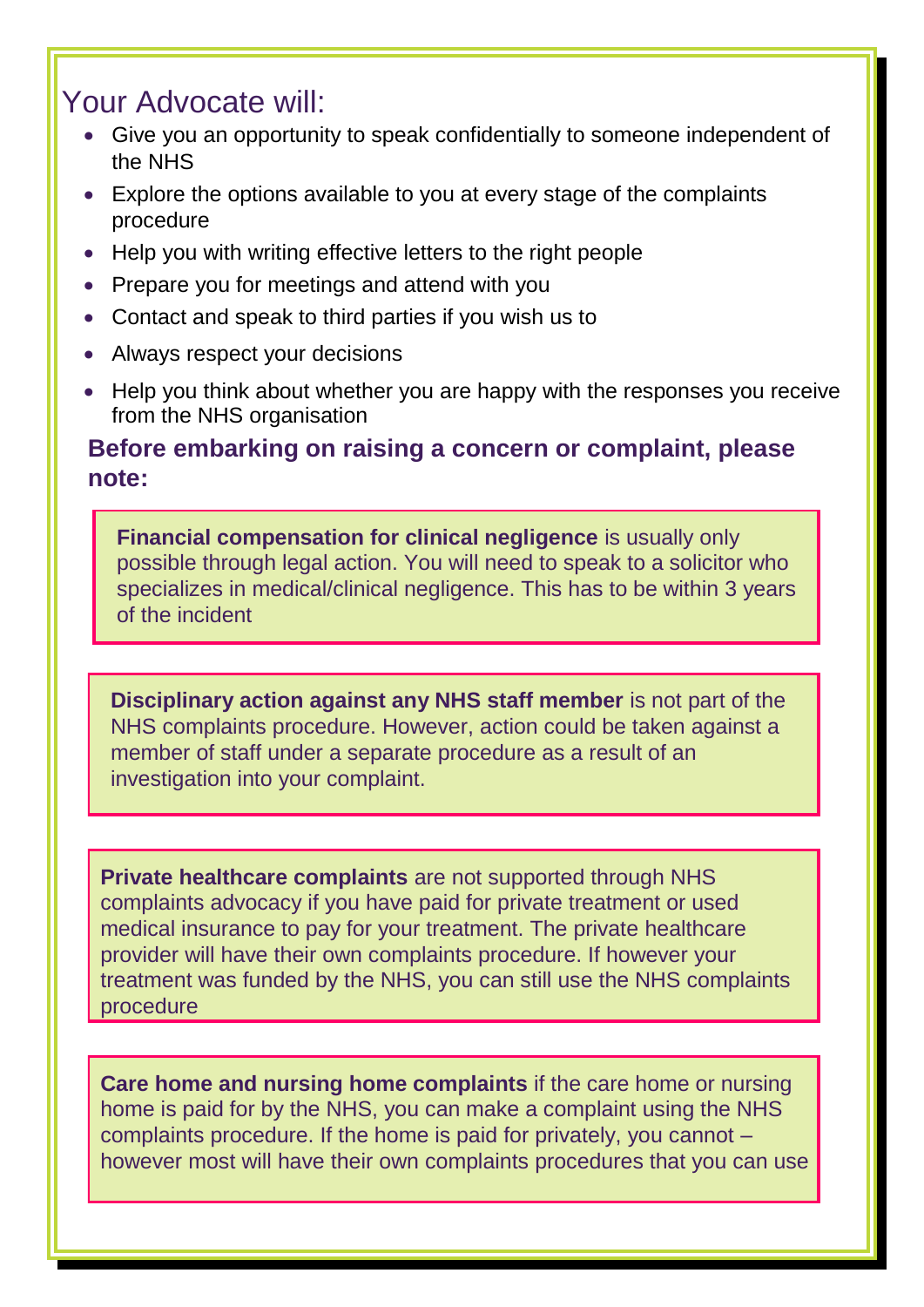## Your Advocate will:

- Give you an opportunity to speak confidentially to someone independent of the NHS
- Explore the options available to you at every stage of the complaints procedure
- Help you with writing effective letters to the right people
- Prepare you for meetings and attend with you
- Contact and speak to third parties if you wish us to
- Always respect your decisions
- Help you think about whether you are happy with the responses you receive from the NHS organisation

### Before embarking on raising a concern or complaint, please note:

**Financial compensation for clinical negligence** is usually only possible through legal action. You will need to speak to a solicitor who specializes in medical/clinical negligence. This has to be within 3 years of the incident

**Disciplinary action against any NHS staff member** is not part of the NHS complaints procedure. However, action could be taken against a member of staff under a separate procedure as a result of an investigation into your complaint.

**Private healthcare complaints** are not supported through NHS complaints advocacy if you have paid for private treatment or used medical insurance to pay for your treatment. The private healthcare provider will have their own complaints procedure. If however your treatment was funded by the NHS, you can still use the NHS complaints procedure

**Care home and nursing home complaints** if the care home or nursing home is paid for by the NHS, you can make a complaint using the NHS complaints procedure. If the home is paid for privately, you cannot – however most will have their own complaints procedures that you can use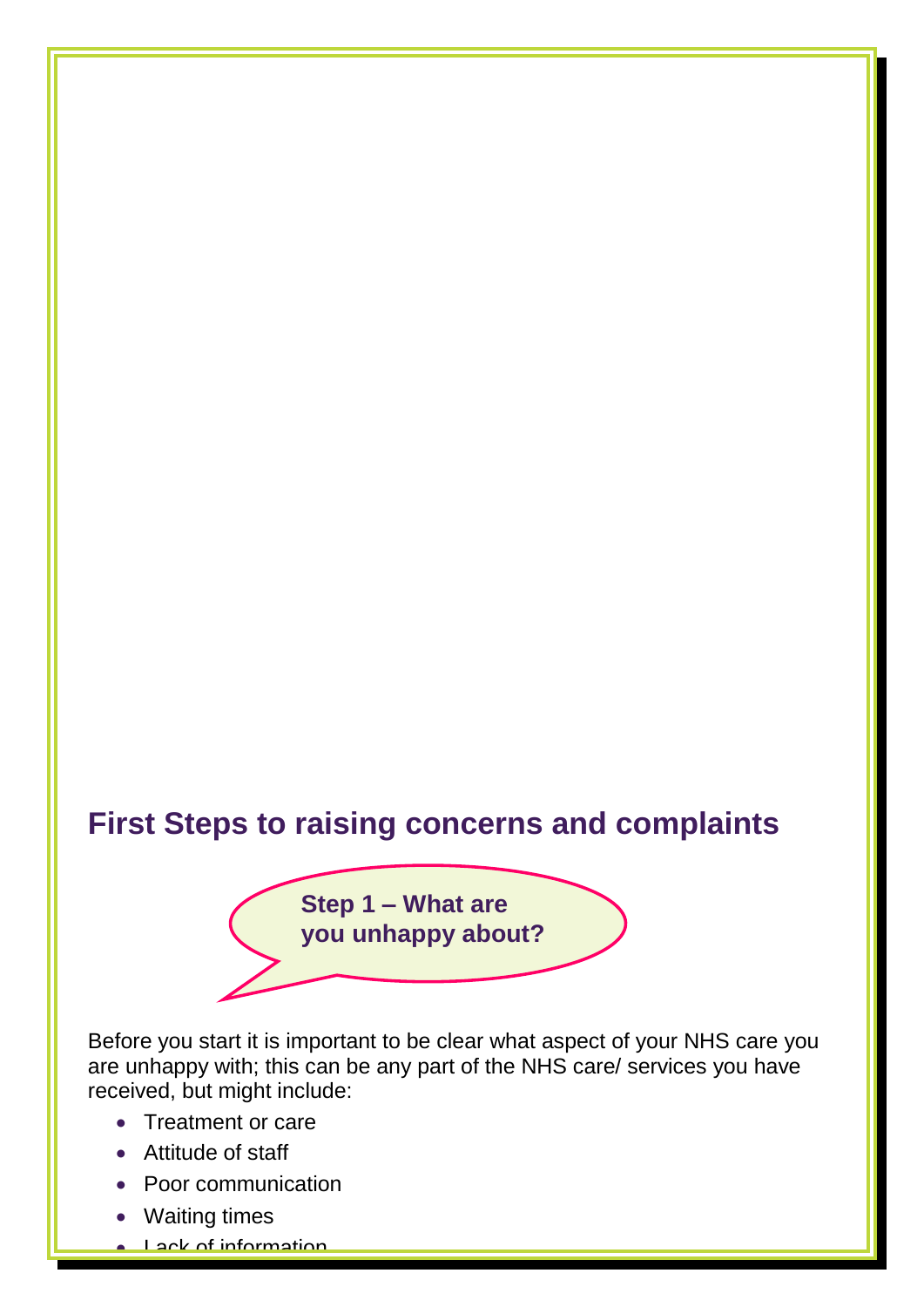## First Steps to raising concerns and complaints

**Step 1 – What are you unhappy about?**

Before you start it is important to be clear what aspect of your NHS care you are unhappy with; this can be any part of the NHS care/ services you have received, but might include:

- Treatment or care
- Attitude of staff
- Poor communication
- Waiting times
- Lack of information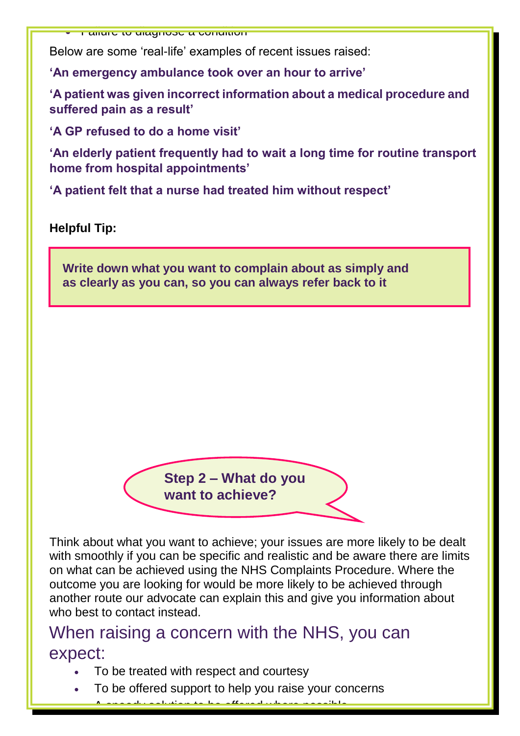- Failure to diagnose a condition

Below are some 'real-life' examples of recent issues raised:

**'An emergency ambulance took over an hour to arrive'**

**'A patient was given incorrect information about a medical procedure and suffered pain as a result'**

**'A GP refused to do a home visit'**

**'An elderly patient frequently had to wait a long time for routine transport home from hospital appointments'**

**'A patient felt that a nurse had treated him without respect'**

**Helpful Tip:**

> **Write down what you want to complain about as simply and as clearly as you can, so you can always refer back to it**

### Step 2 – What do you want to achieve?

Think about what you want to achieve; your issues are more likely to be dealt with smoothly if you can be specific and realistic and be aware there are limits on what can be achieved using the NHS Complaints Procedure. Where the outcome you are looking for would be more likely to be achieved through another route our advocate can explain this and give you information about who best to contact instead.

## When raising a concern with the NHS, you can expect:

- To be treated with respect and courtesy
- To be offered support to help you raise your concerns
- A speedy solution to be offered where possible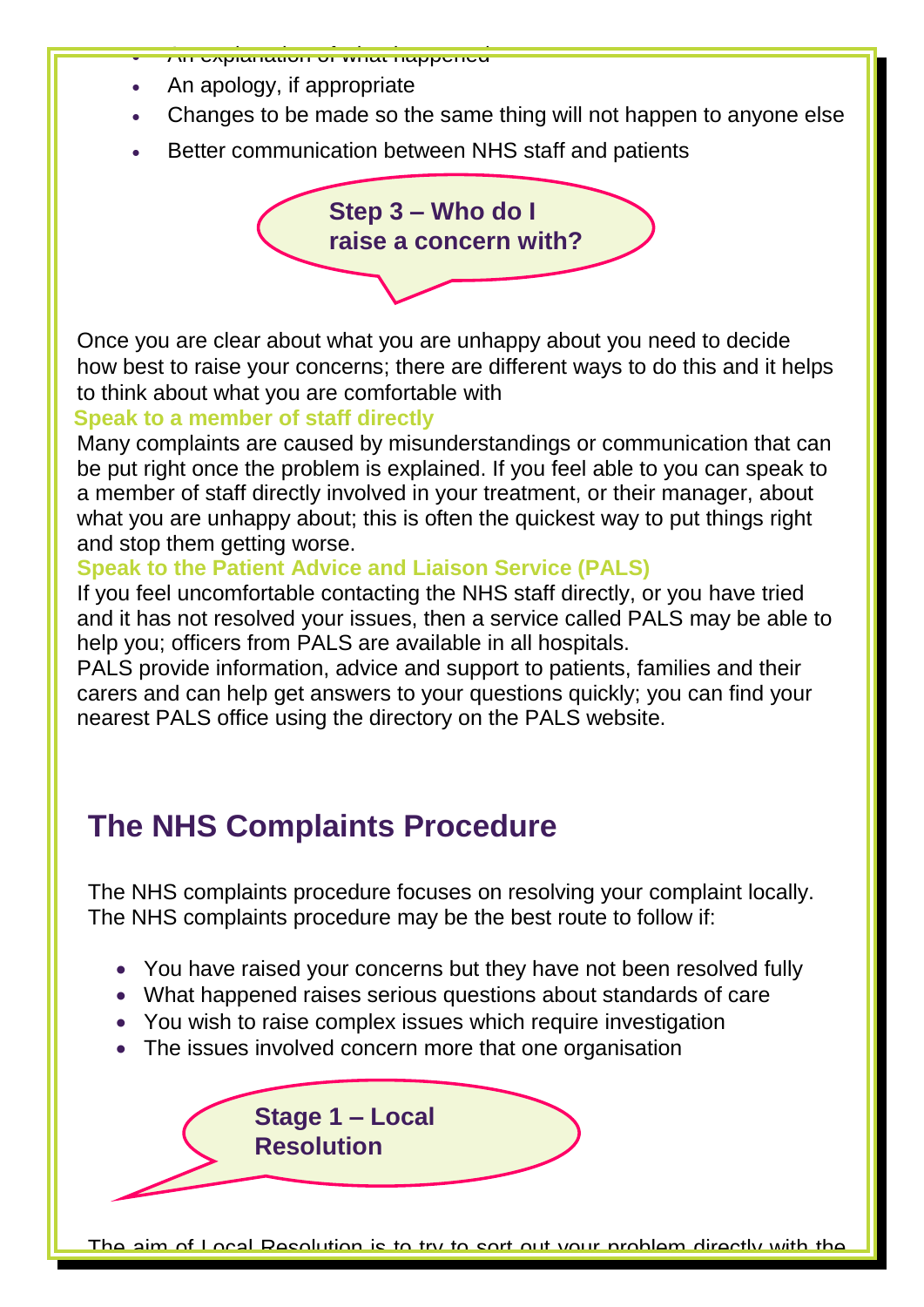- An explanation of what happened
- An apology, if appropriate
- Changes to be made so the same thing will not happen to anyone else
- Better communication between NHS staff and patients

### Step 3 – Who do I raise a concern with?

Once you are clear about what you are unhappy about you need to decide how best to raise your concerns; there are different ways to do this and it helps to think about what you are comfortable with

**Speak to a member of staff directly**

Many complaints are caused by misunderstandings or communication that can be put right once the problem is explained. If you feel able to you can speak to a member of staff directly involved in your treatment, or their manager, about what you are unhappy about; this is often the quickest way to put things right and stop them getting worse.

**Speak to the Patient Advice and Liaison Service (PALS)**

If you feel uncomfortable contacting the NHS staff directly, or you have tried and it has not resolved your issues, then a service called PALS may be able to help you; officers from PALS are available in all hospitals.

PALS provide information, advice and support to patients, families and their carers and can help get answers to your questions quickly; you can find your nearest PALS office using the directory on the PALS website.

## The NHS Complaints Procedure

The NHS complaints procedure focuses on resolving your complaint locally. The NHS complaints procedure may be the best route to follow if:

- You have raised your concerns but they have not been resolved fully
- What happened raises serious questions about standards of care
- You wish to raise complex issues which require investigation
- The issues involved concern more that one organisation

### Stage 1 – Local Resolution

The aim of Local Resolution is to try to sort out your problem directly with the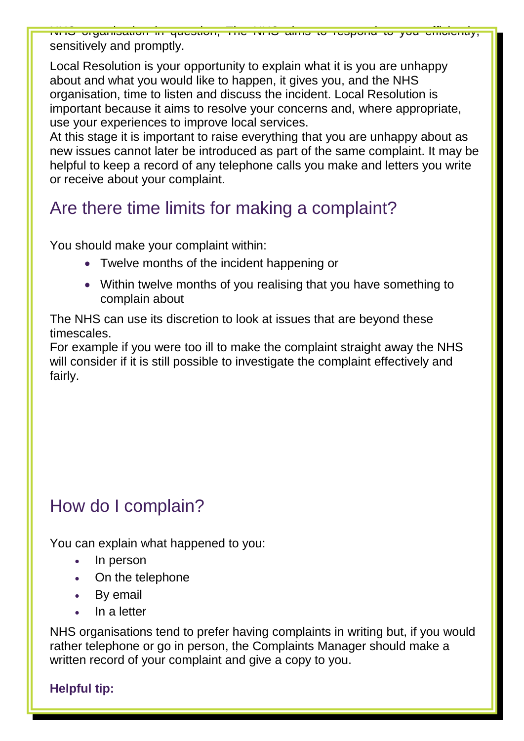NHS organisation in question, The NHS aims to respond to you efficiently, sensitively and promptly.

Local Resolution is your opportunity to explain what it is you are unhappy about and what you would like to happen, it gives you, and the NHS organisation, time to listen and discuss the incident. Local Resolution is important because it aims to resolve your concerns and, where appropriate, use your experiences to improve local services.
At this stage it is important to raise everything that you are unhappy about as new issues cannot later be introduced as part of the same complaint. It may be helpful to keep a record of any telephone calls you make and letters you write or receive about your complaint.

## Are there time limits for making a complaint?

You should make your complaint within:

- Twelve months of the incident happening or
- Within twelve months of you realising that you have something to complain about

The NHS can use its discretion to look at issues that are beyond these timescales.
For example if you were too ill to make the complaint straight away the NHS will consider if it is still possible to investigate the complaint effectively and fairly.

## How do I complain?

You can explain what happened to you:

- In person
- On the telephone
- By email
- In a letter

NHS organisations tend to prefer having complaints in writing but, if you would rather telephone or go in person, the Complaints Manager should make a written record of your complaint and give a copy to you.

**Helpful tip:**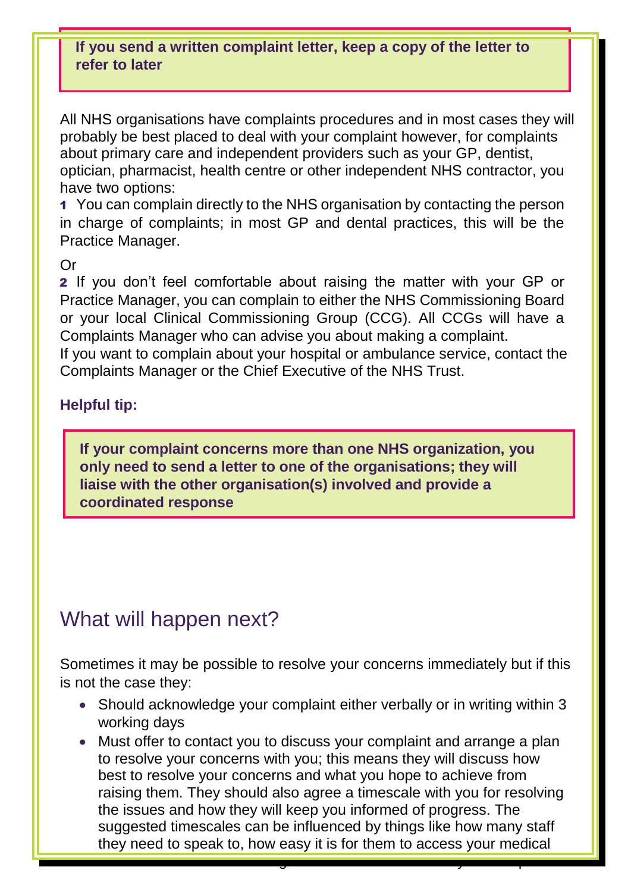**If you send a written complaint letter, keep a copy of the letter to refer to later**

All NHS organisations have complaints procedures and in most cases they will probably be best placed to deal with your complaint however, for complaints about primary care and independent providers such as your GP, dentist, optician, pharmacist, health centre or other independent NHS contractor, you have two options:

1 You can complain directly to the NHS organisation by contacting the person in charge of complaints; in most GP and dental practices, this will be the Practice Manager.

Or

2 If you don't feel comfortable about raising the matter with your GP or Practice Manager, you can complain to either the NHS Commissioning Board or your local Clinical Commissioning Group (CCG). All CCGs will have a Complaints Manager who can advise you about making a complaint.

If you want to complain about your hospital or ambulance service, contact the Complaints Manager or the Chief Executive of the NHS Trust.

**Helpful tip:**

**If your complaint concerns more than one NHS organization, you only need to send a letter to one of the organisations; they will liaise with the other organisation(s) involved and provide a coordinated response**

## What will happen next?

Sometimes it may be possible to resolve your concerns immediately but if this is not the case they:

- Should acknowledge your complaint either verbally or in writing within 3 working days
- Must offer to contact you to discuss your complaint and arrange a plan to resolve your concerns with you; this means they will discuss how best to resolve your concerns and what you hope to achieve from raising them. They should also agree a timescale with you for resolving the issues and how they will keep you informed of progress. The suggested timescales can be influenced by things like how many staff they need to speak to, how easy it is for them to access your medical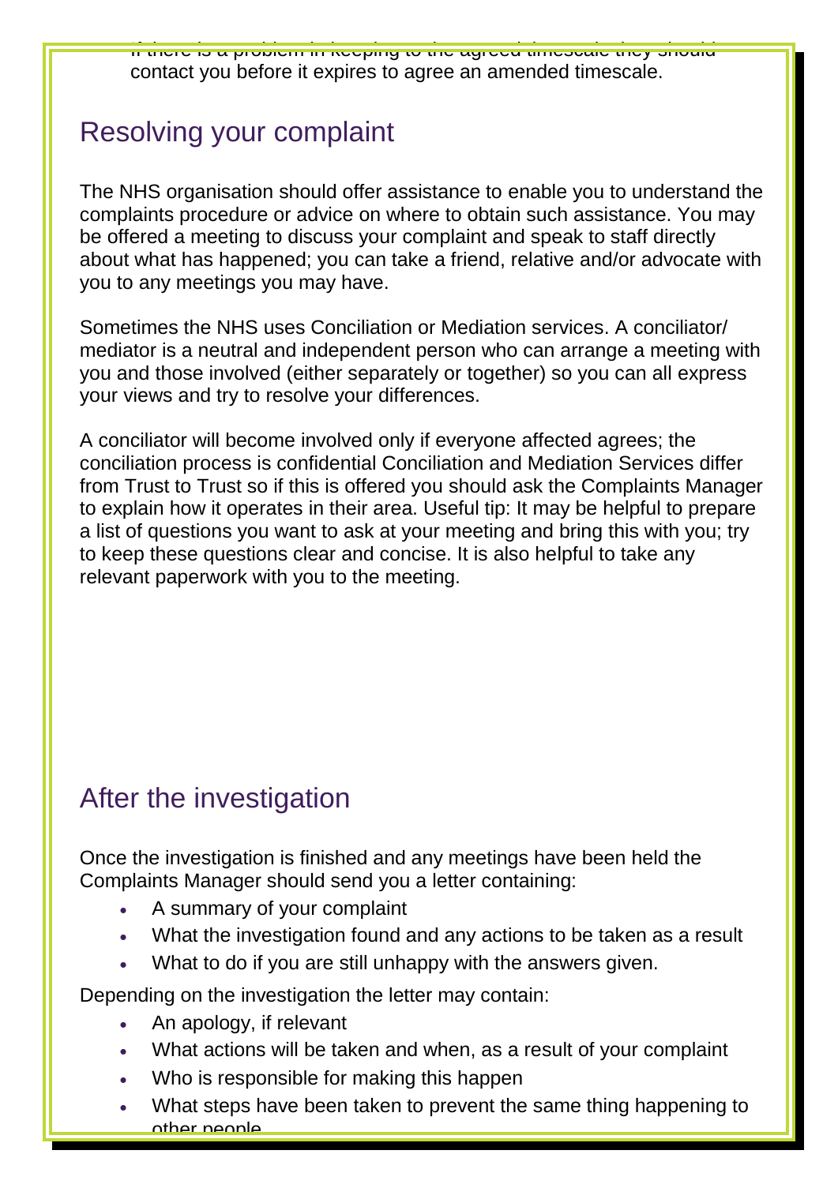If there is a problem in keeping to the agreed timescale they should contact you before it expires to agree an amended timescale.

## Resolving your complaint

The NHS organisation should offer assistance to enable you to understand the complaints procedure or advice on where to obtain such assistance. You may be offered a meeting to discuss your complaint and speak to staff directly about what has happened; you can take a friend, relative and/or advocate with you to any meetings you may have.

Sometimes the NHS uses Conciliation or Mediation services. A conciliator/ mediator is a neutral and independent person who can arrange a meeting with you and those involved (either separately or together) so you can all express your views and try to resolve your differences.

A conciliator will become involved only if everyone affected agrees; the conciliation process is confidential Conciliation and Mediation Services differ from Trust to Trust so if this is offered you should ask the Complaints Manager to explain how it operates in their area. Useful tip: It may be helpful to prepare a list of questions you want to ask at your meeting and bring this with you; try to keep these questions clear and concise. It is also helpful to take any relevant paperwork with you to the meeting.

## After the investigation

Once the investigation is finished and any meetings have been held the Complaints Manager should send you a letter containing:

- A summary of your complaint
- What the investigation found and any actions to be taken as a result
- What to do if you are still unhappy with the answers given.

Depending on the investigation the letter may contain:

- An apology, if relevant
- What actions will be taken and when, as a result of your complaint
- Who is responsible for making this happen
- What steps have been taken to prevent the same thing happening to other people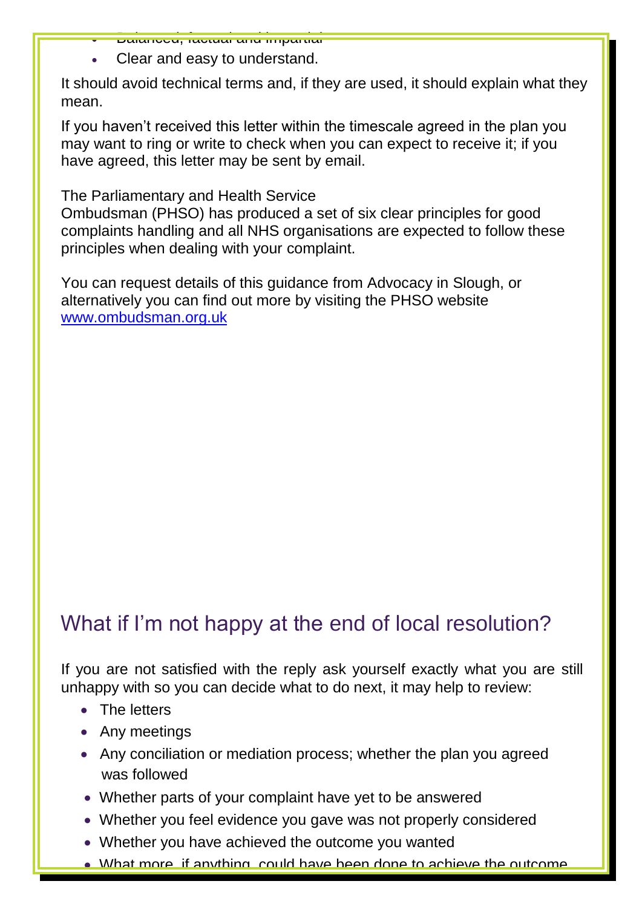- Balanced, factual and impartial
- Clear and easy to understand.

It should avoid technical terms and, if they are used, it should explain what they mean.

If you haven't received this letter within the timescale agreed in the plan you may want to ring or write to check when you can expect to receive it; if you have agreed, this letter may be sent by email.

The Parliamentary and Health Service Ombudsman (PHSO) has produced a set of six clear principles for good complaints handling and all NHS organisations are expected to follow these principles when dealing with your complaint.

You can request details of this guidance from Advocacy in Slough, or alternatively you can find out more by visiting the PHSO website www.ombudsman.org.uk

## What if I'm not happy at the end of local resolution?

If you are not satisfied with the reply ask yourself exactly what you are still unhappy with so you can decide what to do next, it may help to review:

- The letters
- Any meetings
- Any conciliation or mediation process; whether the plan you agreed was followed
- Whether parts of your complaint have yet to be answered
- Whether you feel evidence you gave was not properly considered
- Whether you have achieved the outcome you wanted
- What more, if anything, could have been done to achieve the outcome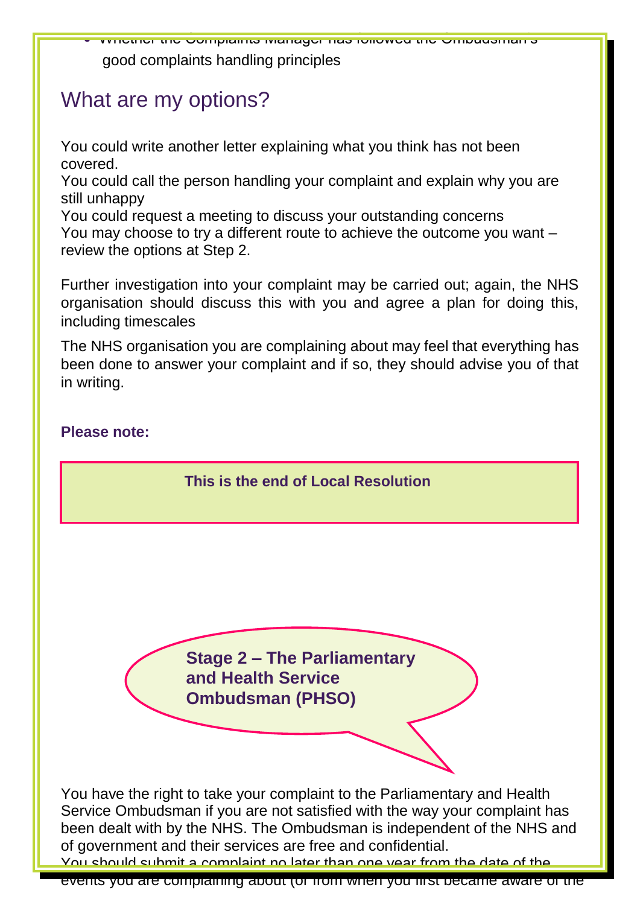- Whether the Complaints Manager has followed the Ombudsman's good complaints handling principles

## What are my options?

You could write another letter explaining what you think has not been covered.
You could call the person handling your complaint and explain why you are still unhappy
You could request a meeting to discuss your outstanding concerns
You may choose to try a different route to achieve the outcome you want – review the options at Step 2.

Further investigation into your complaint may be carried out; again, the NHS organisation should discuss this with you and agree a plan for doing this, including timescales

The NHS organisation you are complaining about may feel that everything has been done to answer your complaint and if so, they should advise you of that in writing.

**Please note:**

**This is the end of Local Resolution**

## Stage 2 – The Parliamentary and Health Service Ombudsman (PHSO)

You have the right to take your complaint to the Parliamentary and Health Service Ombudsman if you are not satisfied with the way your complaint has been dealt with by the NHS. The Ombudsman is independent of the NHS and of government and their services are free and confidential.
You should submit a complaint no later than one year from the date of the events you are complaining about (or from when you first became aware of the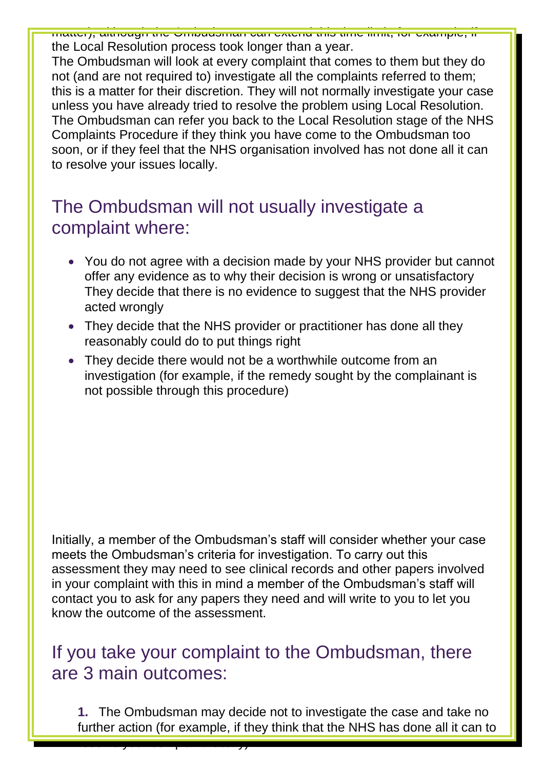matter), although the Ombudsman can extend this time limit, for example, if the Local Resolution process took longer than a year.

The Ombudsman will look at every complaint that comes to them but they do not (and are not required to) investigate all the complaints referred to them; this is a matter for their discretion. They will not normally investigate your case unless you have already tried to resolve the problem using Local Resolution. The Ombudsman can refer you back to the Local Resolution stage of the NHS Complaints Procedure if they think you have come to the Ombudsman too soon, or if they feel that the NHS organisation involved has not done all it can to resolve your issues locally.

## The Ombudsman will not usually investigate a complaint where:

- You do not agree with a decision made by your NHS provider but cannot offer any evidence as to why their decision is wrong or unsatisfactory They decide that there is no evidence to suggest that the NHS provider acted wrongly
- They decide that the NHS provider or practitioner has done all they reasonably could do to put things right
- They decide there would not be a worthwhile outcome from an investigation (for example, if the remedy sought by the complainant is not possible through this procedure)

Initially, a member of the Ombudsman's staff will consider whether your case meets the Ombudsman's criteria for investigation. To carry out this assessment they may need to see clinical records and other papers involved in your complaint with this in mind a member of the Ombudsman's staff will contact you to ask for any papers they need and will write to you to let you know the outcome of the assessment.

## If you take your complaint to the Ombudsman, there are 3 main outcomes:

**1.** The Ombudsman may decide not to investigate the case and take no further action (for example, if they think that the NHS has done all it can to resolve your complaint already)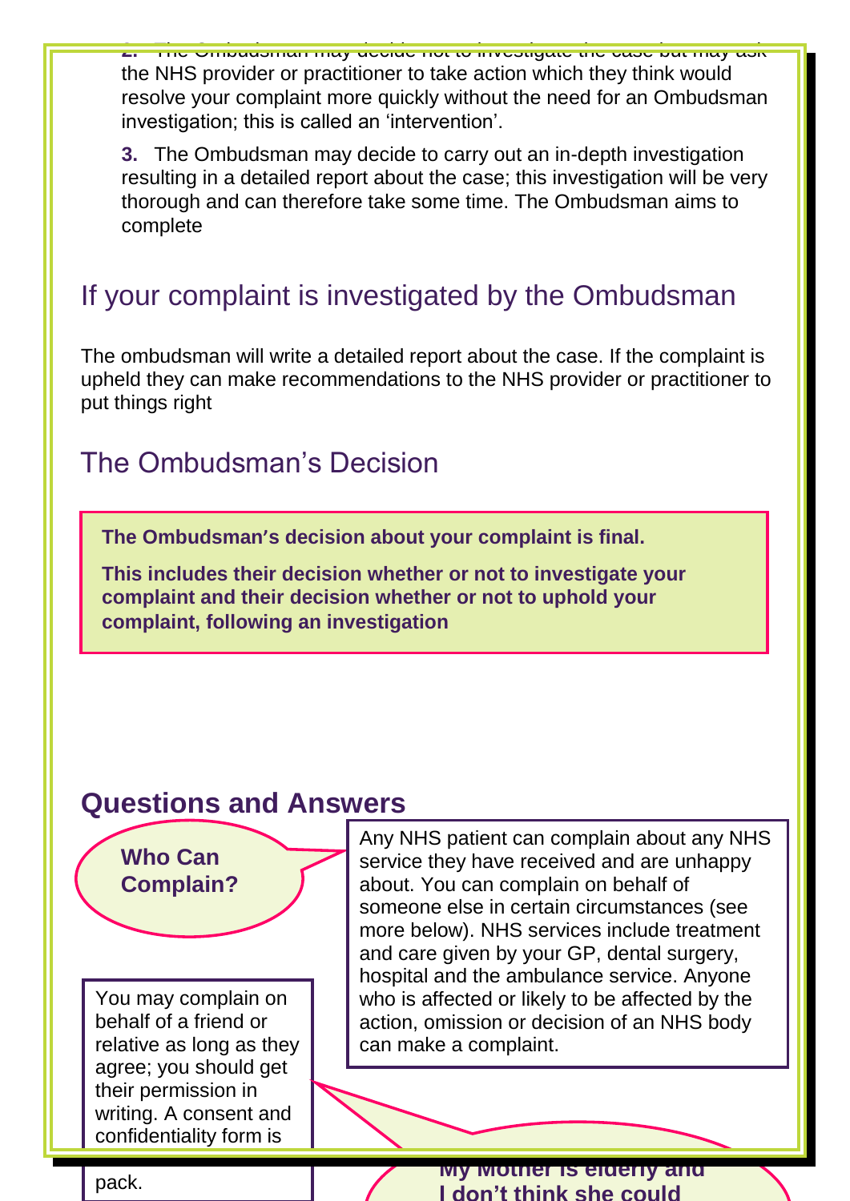2. The Ombudsman may decide not to investigate the case but may ask the NHS provider or practitioner to take action which they think would resolve your complaint more quickly without the need for an Ombudsman investigation; this is called an ‘intervention’.

3. The Ombudsman may decide to carry out an in-depth investigation resulting in a detailed report about the case; this investigation will be very thorough and can therefore take some time. The Ombudsman aims to complete

## If your complaint is investigated by the Ombudsman

The ombudsman will write a detailed report about the case. If the complaint is upheld they can make recommendations to the NHS provider or practitioner to put things right

## The Ombudsman’s Decision

**The Ombudsman’s decision about your complaint is final.**

**This includes their decision whether or not to investigate your complaint and their decision whether or not to uphold your complaint, following an investigation**

## Questions and Answers

**Who Can Complain?**

Any NHS patient can complain about any NHS service they have received and are unhappy about. You can complain on behalf of someone else in certain circumstances (see more below). NHS services include treatment and care given by your GP, dental surgery, hospital and the ambulance service. Anyone who is affected or likely to be affected by the action, omission or decision of an NHS body can make a complaint.

You may complain on behalf of a friend or relative as long as they agree; you should get their permission in writing. A consent and confidentiality form is

pack.

**My Mother is elderly and I don’t think she could**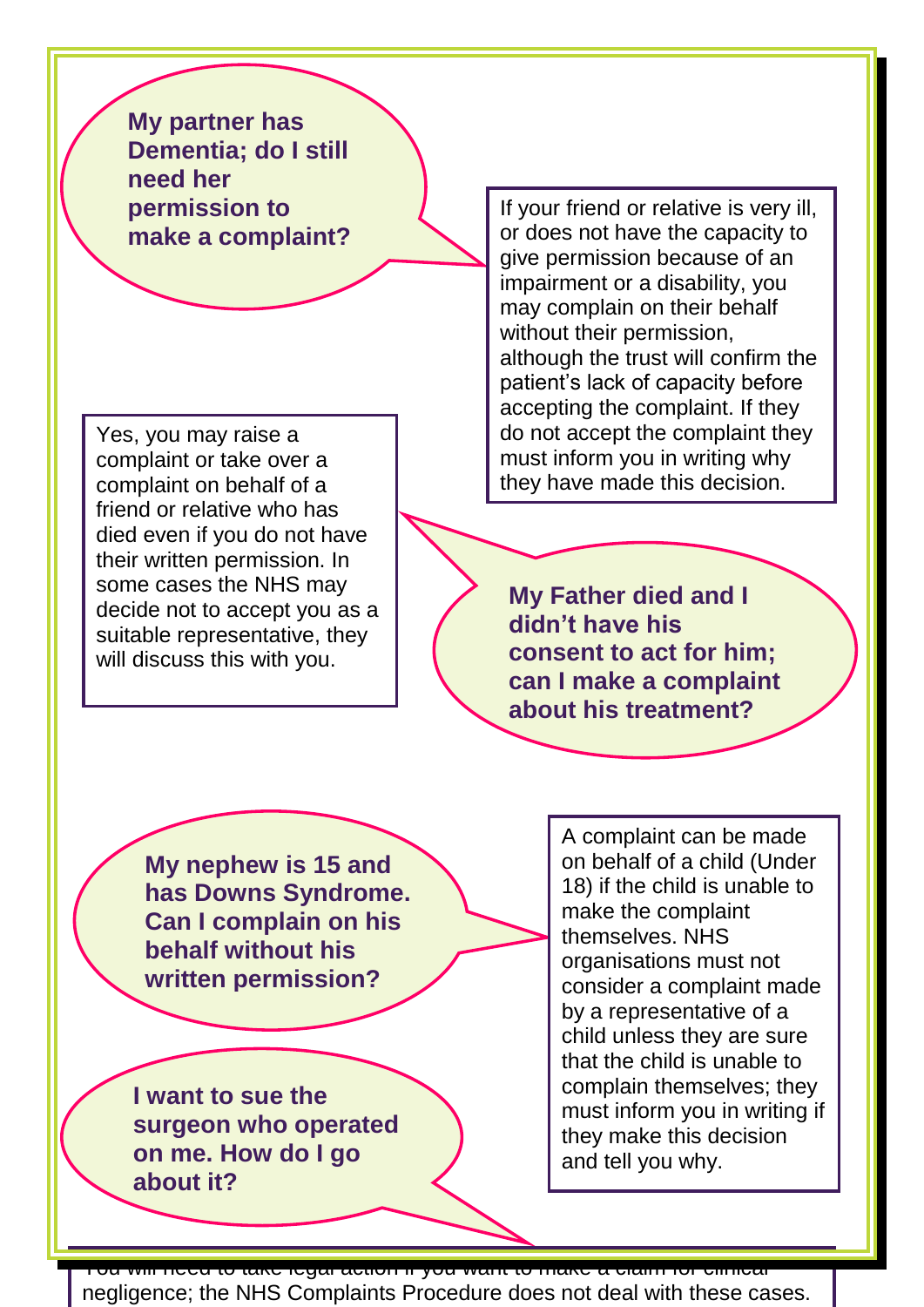**My partner has Dementia; do I still need her permission to make a complaint?**

If your friend or relative is very ill, or does not have the capacity to give permission because of an impairment or a disability, you may complain on their behalf without their permission, although the trust will confirm the patient's lack of capacity before accepting the complaint. If they do not accept the complaint they must inform you in writing why they have made this decision.

**My Father died and I didn't have his consent to act for him; can I make a complaint about his treatment?**

Yes, you may raise a complaint or take over a complaint on behalf of a friend or relative who has died even if you do not have their written permission. In some cases the NHS may decide not to accept you as a suitable representative, they will discuss this with you.

**My nephew is 15 and has Downs Syndrome. Can I complain on his behalf without his written permission?**

A complaint can be made on behalf of a child (Under 18) if the child is unable to make the complaint themselves. NHS organisations must not consider a complaint made by a representative of a child unless they are sure that the child is unable to complain themselves; they must inform you in writing if they make this decision and tell you why.

**I want to sue the surgeon who operated on me. How do I go about it?**

You will need to take legal action if you want to make a claim for clinical negligence; the NHS Complaints Procedure does not deal with these cases.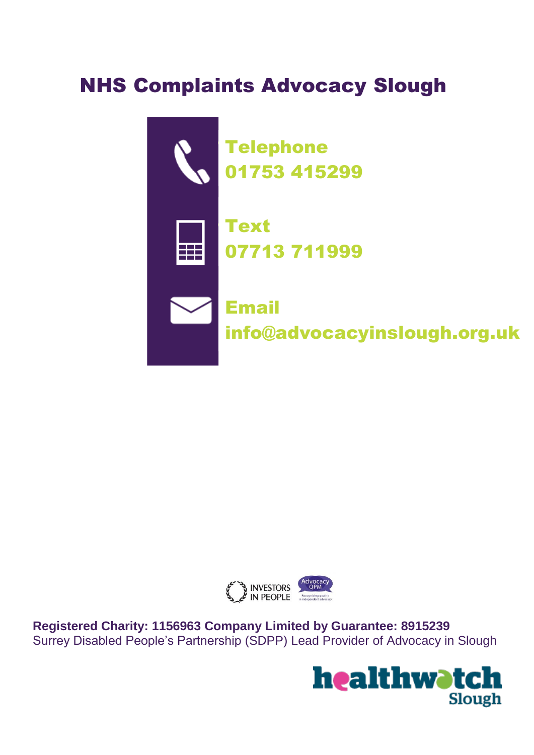# NHS Complaints Advocacy Slough

**Telephone**
**01753 415299**

**Text**
**07713 711999**

**Email**
**info@advocacyinslough.org.uk**

INVESTORS IN PEOPLE

Advocacy QPM
Recognising quality in independent advocacy

**Registered Charity: 1156963 Company Limited by Guarantee: 8915239**
Surrey Disabled People's Partnership (SDPP) Lead Provider of Advocacy in Slough

healthwatch Slough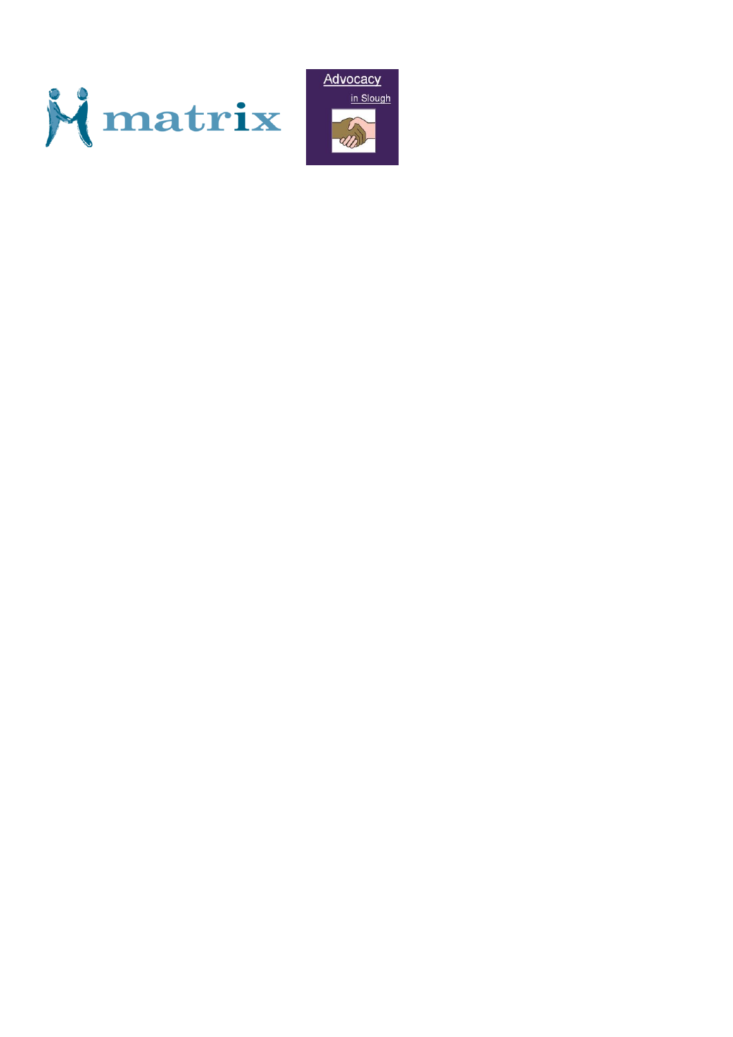matrix

Advocacy

in Slough